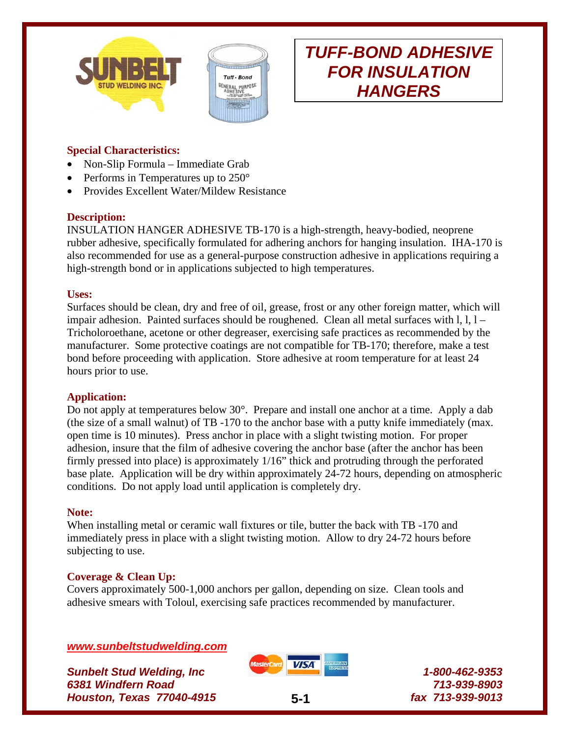# TUFF-BOND ADHESIVE FOR INSULATION HANGERS

**Special Characteristics:**

- Non-Slip Formula – Immediate Grab
- Performs in Temperatures up to 250°
- Provides Excellent Water/Mildew Resistance

**Description:**

INSULATION HANGER ADHESIVE TB-170 is a high-strength, heavy-bodied, neoprene rubber adhesive, specifically formulated for adhering anchors for hanging insulation. IHA-170 is also recommended for use as a general-purpose construction adhesive in applications requiring a high-strength bond or in applications subjected to high temperatures.

**Uses:**

Surfaces should be clean, dry and free of oil, grease, frost or any other foreign matter, which will impair adhesion. Painted surfaces should be roughened. Clean all metal surfaces with l, l, l – Tricholoroethane, acetone or other degreaser, exercising safe practices as recommended by the manufacturer. Some protective coatings are not compatible for TB-170; therefore, make a test bond before proceeding with application. Store adhesive at room temperature for at least 24 hours prior to use.

**Application:**

Do not apply at temperatures below 30°. Prepare and install one anchor at a time. Apply a dab (the size of a small walnut) of TB -170 to the anchor base with a putty knife immediately (max. open time is 10 minutes). Press anchor in place with a slight twisting motion. For proper adhesion, insure that the film of adhesive covering the anchor base (after the anchor has been firmly pressed into place) is approximately 1/16" thick and protruding through the perforated base plate. Application will be dry within approximately 24-72 hours, depending on atmospheric conditions. Do not apply load until application is completely dry.

**Note:**

When installing metal or ceramic wall fixtures or tile, butter the back with TB -170 and immediately press in place with a slight twisting motion. Allow to dry 24-72 hours before subjecting to use.

**Coverage & Clean Up:**

Covers approximately 500-1,000 anchors per gallon, depending on size. Clean tools and adhesive smears with Toloul, exercising safe practices recommended by manufacturer.

*www.sunbeltstudwelding.com*

*Sunbelt Stud Welding, Inc*
*6381 Windfern Road*
*Houston, Texas 77040-4915*

*1-800-462-9353*
*713-939-8903*
*fax 713-939-9013*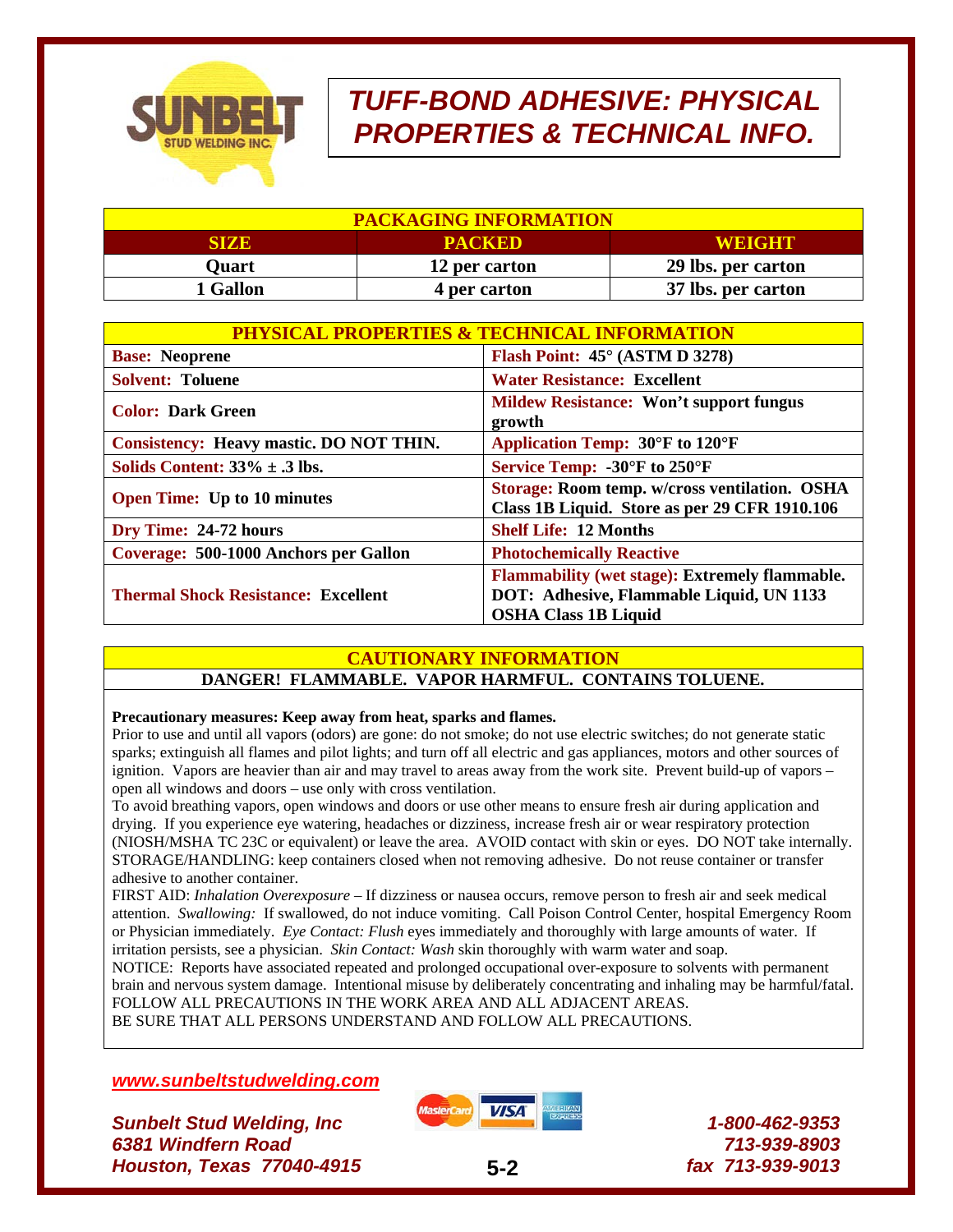# TUFF-BOND ADHESIVE: PHYSICAL PROPERTIES & TECHNICAL INFO.

| PACKAGING INFORMATION | | |
|---|---|---|
| **SIZE** | **PACKED** | **WEIGHT** |
| **Quart** | **12 per carton** | **29 lbs. per carton** |
| **1 Gallon** | **4 per carton** | **37 lbs. per carton** |

| PHYSICAL PROPERTIES & TECHNICAL INFORMATION | |
|---|---|
| **Base: Neoprene** | **Flash Point: 45° (ASTM D 3278)** |
| **Solvent: Toluene** | **Water Resistance: Excellent** |
| **Color: Dark Green** | **Mildew Resistance: Won't support fungus growth** |
| **Consistency: Heavy mastic. DO NOT THIN.** | **Application Temp: 30°F to 120°F** |
| **Solids Content: 33% ± .3 lbs.** | **Service Temp: -30°F to 250°F** |
| **Open Time: Up to 10 minutes** | **Storage: Room temp. w/cross ventilation. OSHA Class 1B Liquid. Store as per 29 CFR 1910.106** |
| **Dry Time: 24-72 hours** | **Shelf Life: 12 Months** |
| **Coverage: 500-1000 Anchors per Gallon** | **Photochemically Reactive** |
| **Thermal Shock Resistance: Excellent** | **Flammability (wet stage): Extremely flammable. DOT: Adhesive, Flammable Liquid, UN 1133 OSHA Class 1B Liquid** |

## CAUTIONARY INFORMATION

**DANGER! FLAMMABLE. VAPOR HARMFUL. CONTAINS TOLUENE.**

**Precautionary measures: Keep away from heat, sparks and flames.**

Prior to use and until all vapors (odors) are gone: do not smoke; do not use electric switches; do not generate static sparks; extinguish all flames and pilot lights; and turn off all electric and gas appliances, motors and other sources of ignition. Vapors are heavier than air and may travel to areas away from the work site. Prevent build-up of vapors – open all windows and doors – use only with cross ventilation.

To avoid breathing vapors, open windows and doors or use other means to ensure fresh air during application and drying. If you experience eye watering, headaches or dizziness, increase fresh air or wear respiratory protection (NIOSH/MSHA TC 23C or equivalent) or leave the area. AVOID contact with skin or eyes. DO NOT take internally.

STORAGE/HANDLING: keep containers closed when not removing adhesive. Do not reuse container or transfer adhesive to another container.

FIRST AID: *Inhalation Overexposure* – If dizziness or nausea occurs, remove person to fresh air and seek medical attention. *Swallowing:* If swallowed, do not induce vomiting. Call Poison Control Center, hospital Emergency Room or Physician immediately. *Eye Contact: Flush* eyes immediately and thoroughly with large amounts of water. If irritation persists, see a physician. *Skin Contact: Wash* skin thoroughly with warm water and soap.

NOTICE: Reports have associated repeated and prolonged occupational over-exposure to solvents with permanent brain and nervous system damage. Intentional misuse by deliberately concentrating and inhaling may be harmful/fatal.

FOLLOW ALL PRECAUTIONS IN THE WORK AREA AND ALL ADJACENT AREAS.

BE SURE THAT ALL PERSONS UNDERSTAND AND FOLLOW ALL PRECAUTIONS.

*www.sunbeltstudwelding.com*

*Sunbelt Stud Welding, Inc*
*6381 Windfern Road*
*Houston, Texas 77040-4915*

*1-800-462-9353*
*713-939-8903*
*fax 713-939-9013*